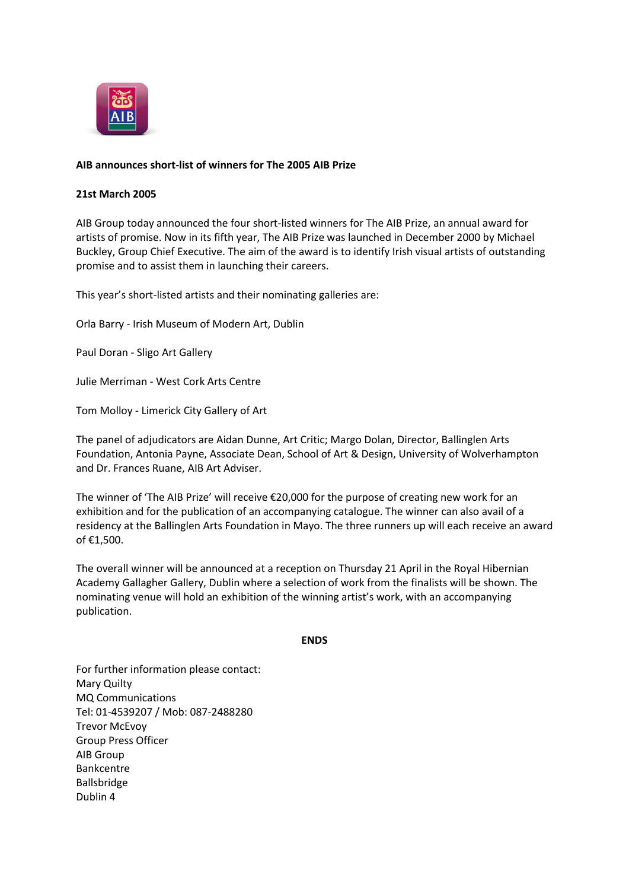**AIB announces short-list of winners for The 2005 AIB Prize**

**21st March 2005**

AIB Group today announced the four short-listed winners for The AIB Prize, an annual award for artists of promise. Now in its fifth year, The AIB Prize was launched in December 2000 by Michael Buckley, Group Chief Executive. The aim of the award is to identify Irish visual artists of outstanding promise and to assist them in launching their careers.

This year's short-listed artists and their nominating galleries are:

Orla Barry - Irish Museum of Modern Art, Dublin

Paul Doran - Sligo Art Gallery

Julie Merriman - West Cork Arts Centre

Tom Molloy - Limerick City Gallery of Art

The panel of adjudicators are Aidan Dunne, Art Critic; Margo Dolan, Director, Ballinglen Arts Foundation, Antonia Payne, Associate Dean, School of Art & Design, University of Wolverhampton and Dr. Frances Ruane, AIB Art Adviser.

The winner of 'The AIB Prize' will receive €20,000 for the purpose of creating new work for an exhibition and for the publication of an accompanying catalogue. The winner can also avail of a residency at the Ballinglen Arts Foundation in Mayo. The three runners up will each receive an award of €1,500.

The overall winner will be announced at a reception on Thursday 21 April in the Royal Hibernian Academy Gallagher Gallery, Dublin where a selection of work from the finalists will be shown. The nominating venue will hold an exhibition of the winning artist's work, with an accompanying publication.

**ENDS**

For further information please contact:
Mary Quilty
MQ Communications
Tel: 01-4539207 / Mob: 087-2488280
Trevor McEvoy
Group Press Officer
AIB Group
Bankcentre
Ballsbridge
Dublin 4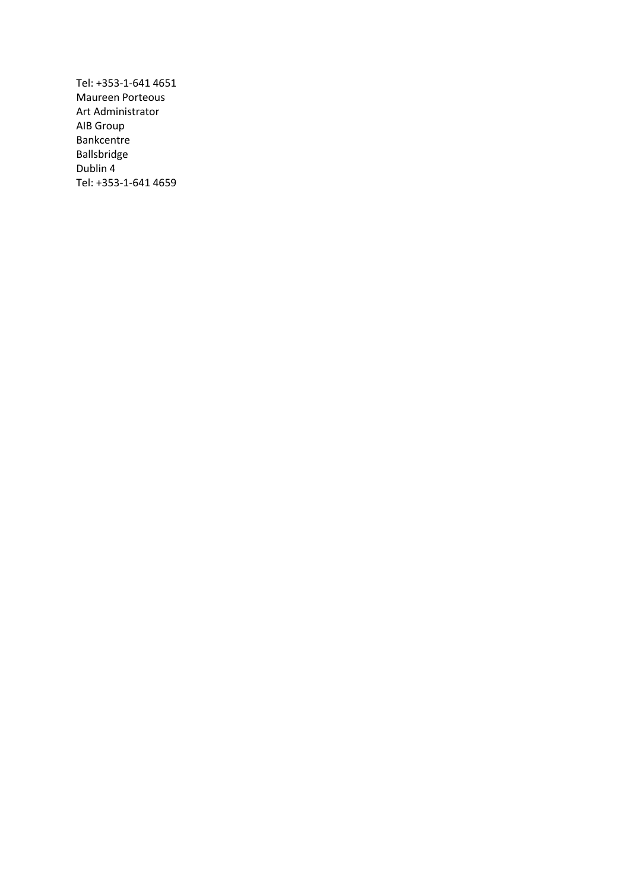Tel: +353-1-641 4651
Maureen Porteous
Art Administrator
AIB Group
Bankcentre
Ballsbridge
Dublin 4
Tel: +353-1-641 4659